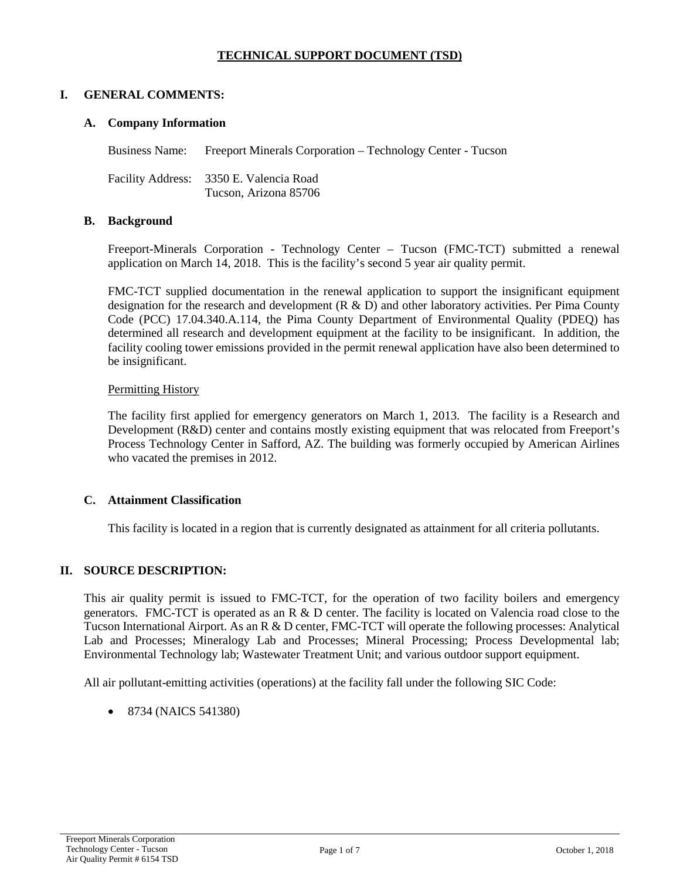# TECHNICAL SUPPORT DOCUMENT (TSD)

## I. GENERAL COMMENTS:

### A. Company Information

Business Name: Freeport Minerals Corporation – Technology Center - Tucson

Facility Address: 3350 E. Valencia Road
Tucson, Arizona 85706

### B. Background

Freeport-Minerals Corporation - Technology Center – Tucson (FMC-TCT) submitted a renewal application on March 14, 2018. This is the facility's second 5 year air quality permit.

FMC-TCT supplied documentation in the renewal application to support the insignificant equipment designation for the research and development (R & D) and other laboratory activities. Per Pima County Code (PCC) 17.04.340.A.114, the Pima County Department of Environmental Quality (PDEQ) has determined all research and development equipment at the facility to be insignificant. In addition, the facility cooling tower emissions provided in the permit renewal application have also been determined to be insignificant.

Permitting History

The facility first applied for emergency generators on March 1, 2013. The facility is a Research and Development (R&D) center and contains mostly existing equipment that was relocated from Freeport's Process Technology Center in Safford, AZ. The building was formerly occupied by American Airlines who vacated the premises in 2012.

### C. Attainment Classification

This facility is located in a region that is currently designated as attainment for all criteria pollutants.

## II. SOURCE DESCRIPTION:

This air quality permit is issued to FMC-TCT, for the operation of two facility boilers and emergency generators. FMC-TCT is operated as an R & D center. The facility is located on Valencia road close to the Tucson International Airport. As an R & D center, FMC-TCT will operate the following processes: Analytical Lab and Processes; Mineralogy Lab and Processes; Mineral Processing; Process Developmental lab; Environmental Technology lab; Wastewater Treatment Unit; and various outdoor support equipment.

All air pollutant-emitting activities (operations) at the facility fall under the following SIC Code:

- 8734 (NAICS 541380)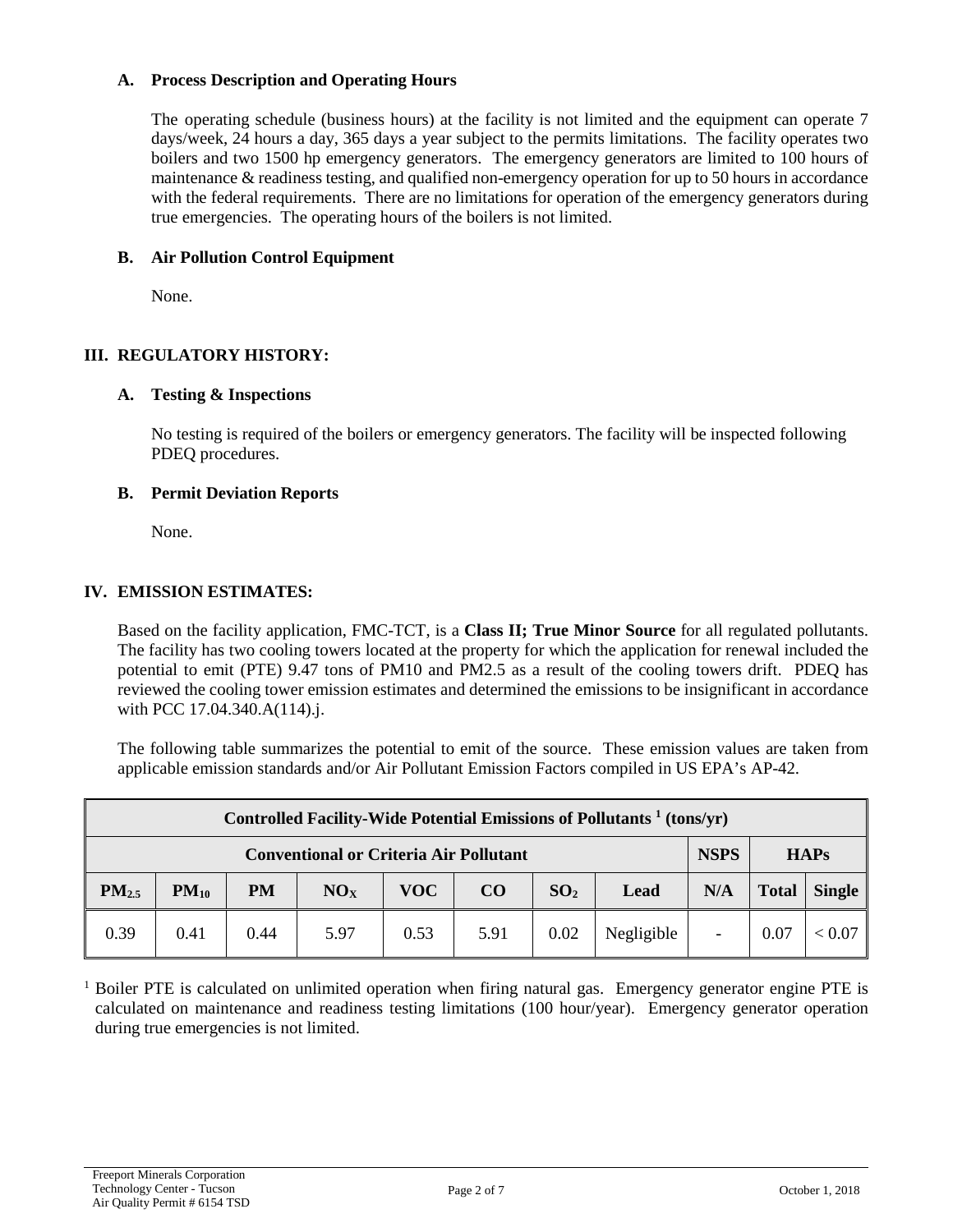### A. Process Description and Operating Hours

The operating schedule (business hours) at the facility is not limited and the equipment can operate 7 days/week, 24 hours a day, 365 days a year subject to the permits limitations. The facility operates two boilers and two 1500 hp emergency generators. The emergency generators are limited to 100 hours of maintenance & readiness testing, and qualified non-emergency operation for up to 50 hours in accordance with the federal requirements. There are no limitations for operation of the emergency generators during true emergencies. The operating hours of the boilers is not limited.

### B. Air Pollution Control Equipment

None.

## III. REGULATORY HISTORY:

### A. Testing & Inspections

No testing is required of the boilers or emergency generators. The facility will be inspected following PDEQ procedures.

### B. Permit Deviation Reports

None.

## IV. EMISSION ESTIMATES:

Based on the facility application, FMC-TCT, is a **Class II; True Minor Source** for all regulated pollutants. The facility has two cooling towers located at the property for which the application for renewal included the potential to emit (PTE) 9.47 tons of PM10 and PM2.5 as a result of the cooling towers drift. PDEQ has reviewed the cooling tower emission estimates and determined the emissions to be insignificant in accordance with PCC 17.04.340.A(114).j.

The following table summarizes the potential to emit of the source. These emission values are taken from applicable emission standards and/or Air Pollutant Emission Factors compiled in US EPA's AP-42.

| **Controlled Facility-Wide Potential Emissions of Pollutants [1] (tons/yr)** | | | | | | | | | | |
|---|---|---|---|---|---|---|---|---|---|---|
| **Conventional or Criteria Air Pollutant** | | | | | | | | **NSPS** | **HAPs** | |
| **$PM_{2.5}$** | **$PM_{10}$** | **PM** | **$NO_X$** | **VOC** | **CO** | **$SO_2$** | **Lead** | **N/A** | **Total** | **Single** |
| 0.39 | 0.41 | 0.44 | 5.97 | 0.53 | 5.91 | 0.02 | Negligible | - | 0.07 | < 0.07 |

[1] Boiler PTE is calculated on unlimited operation when firing natural gas. Emergency generator engine PTE is calculated on maintenance and readiness testing limitations (100 hour/year). Emergency generator operation during true emergencies is not limited.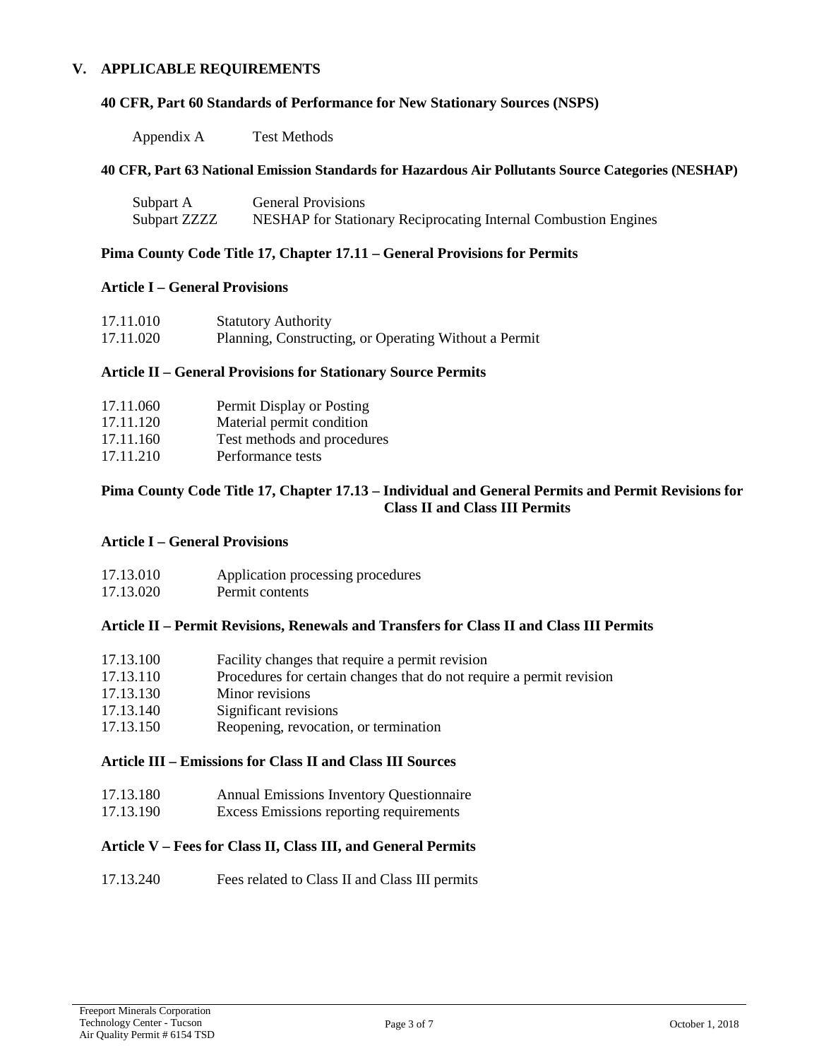## V. APPLICABLE REQUIREMENTS

### 40 CFR, Part 60 Standards of Performance for New Stationary Sources (NSPS)

| | |
|---|---|
| Appendix A | Test Methods |

### 40 CFR, Part 63 National Emission Standards for Hazardous Air Pollutants Source Categories (NESHAP)

| | |
|---|---|
| Subpart A | General Provisions |
| Subpart ZZZZ | NESHAP for Stationary Reciprocating Internal Combustion Engines |

### Pima County Code Title 17, Chapter 17.11 – General Provisions for Permits

#### Article I – General Provisions

| | |
|---|---|
| 17.11.010 | Statutory Authority |
| 17.11.020 | Planning, Constructing, or Operating Without a Permit |

#### Article II – General Provisions for Stationary Source Permits

| | |
|---|---|
| 17.11.060 | Permit Display or Posting |
| 17.11.120 | Material permit condition |
| 17.11.160 | Test methods and procedures |
| 17.11.210 | Performance tests |

### Pima County Code Title 17, Chapter 17.13 – Individual and General Permits and Permit Revisions for Class II and Class III Permits

#### Article I – General Provisions

| | |
|---|---|
| 17.13.010 | Application processing procedures |
| 17.13.020 | Permit contents |

#### Article II – Permit Revisions, Renewals and Transfers for Class II and Class III Permits

| | |
|---|---|
| 17.13.100 | Facility changes that require a permit revision |
| 17.13.110 | Procedures for certain changes that do not require a permit revision |
| 17.13.130 | Minor revisions |
| 17.13.140 | Significant revisions |
| 17.13.150 | Reopening, revocation, or termination |

#### Article III – Emissions for Class II and Class III Sources

| | |
|---|---|
| 17.13.180 | Annual Emissions Inventory Questionnaire |
| 17.13.190 | Excess Emissions reporting requirements |

#### Article V – Fees for Class II, Class III, and General Permits

| | |
|---|---|
| 17.13.240 | Fees related to Class II and Class III permits |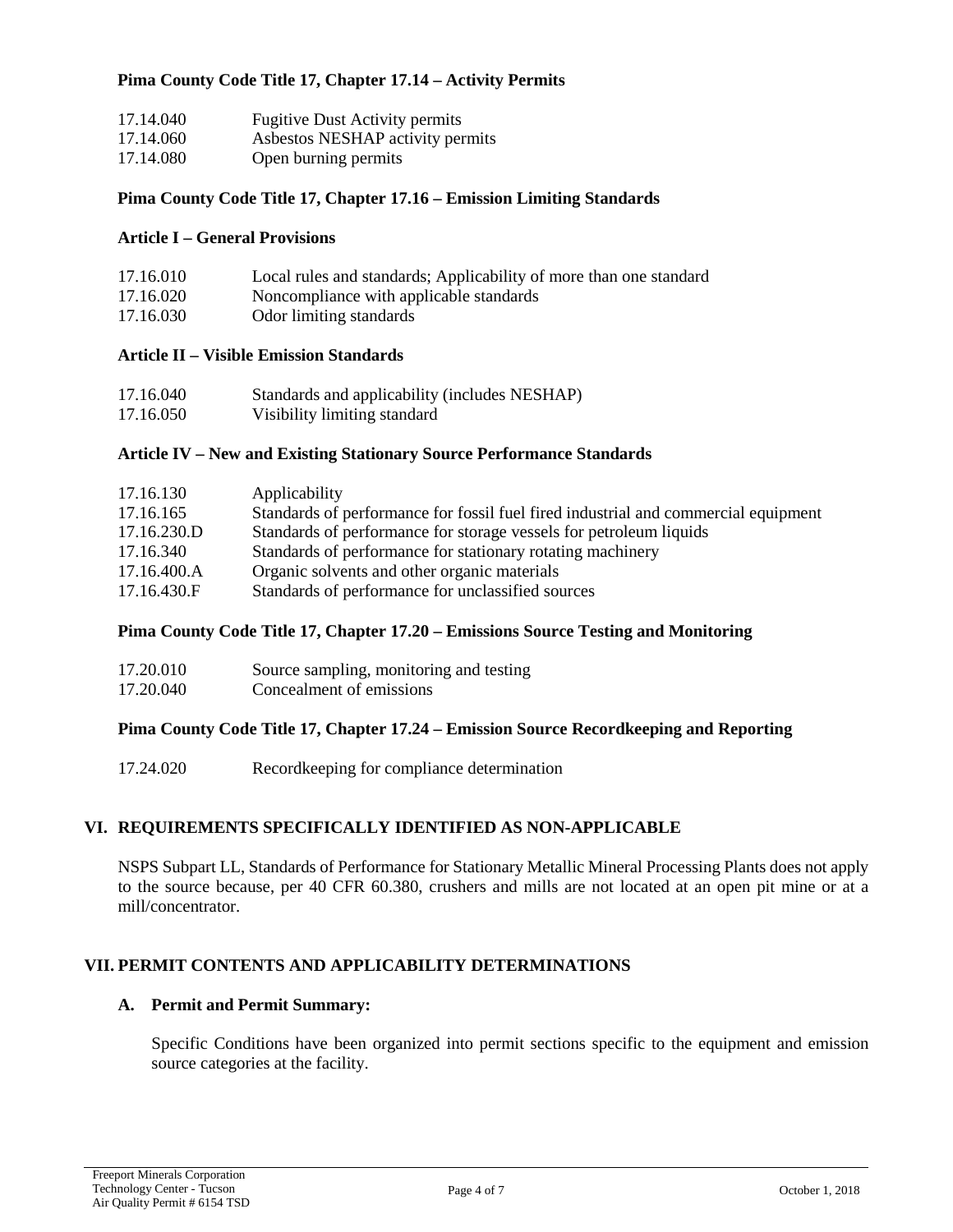**Pima County Code Title 17, Chapter 17.14 – Activity Permits**

| | |
|---|---|
| 17.14.040 | Fugitive Dust Activity permits |
| 17.14.060 | Asbestos NESHAP activity permits |
| 17.14.080 | Open burning permits |

**Pima County Code Title 17, Chapter 17.16 – Emission Limiting Standards**

**Article I – General Provisions**

| | |
|---|---|
| 17.16.010 | Local rules and standards; Applicability of more than one standard |
| 17.16.020 | Noncompliance with applicable standards |
| 17.16.030 | Odor limiting standards |

**Article II – Visible Emission Standards**

| | |
|---|---|
| 17.16.040 | Standards and applicability (includes NESHAP) |
| 17.16.050 | Visibility limiting standard |

**Article IV – New and Existing Stationary Source Performance Standards**

| | |
|---|---|
| 17.16.130 | Applicability |
| 17.16.165 | Standards of performance for fossil fuel fired industrial and commercial equipment |
| 17.16.230.D | Standards of performance for storage vessels for petroleum liquids |
| 17.16.340 | Standards of performance for stationary rotating machinery |
| 17.16.400.A | Organic solvents and other organic materials |
| 17.16.430.F | Standards of performance for unclassified sources |

**Pima County Code Title 17, Chapter 17.20 – Emissions Source Testing and Monitoring**

| | |
|---|---|
| 17.20.010 | Source sampling, monitoring and testing |
| 17.20.040 | Concealment of emissions |

**Pima County Code Title 17, Chapter 17.24 – Emission Source Recordkeeping and Reporting**

| | |
|---|---|
| 17.24.020 | Recordkeeping for compliance determination |

## VI. REQUIREMENTS SPECIFICALLY IDENTIFIED AS NON-APPLICABLE

NSPS Subpart LL, Standards of Performance for Stationary Metallic Mineral Processing Plants does not apply to the source because, per 40 CFR 60.380, crushers and mills are not located at an open pit mine or at a mill/concentrator.

## VII. PERMIT CONTENTS AND APPLICABILITY DETERMINATIONS

### A. Permit and Permit Summary:

Specific Conditions have been organized into permit sections specific to the equipment and emission source categories at the facility.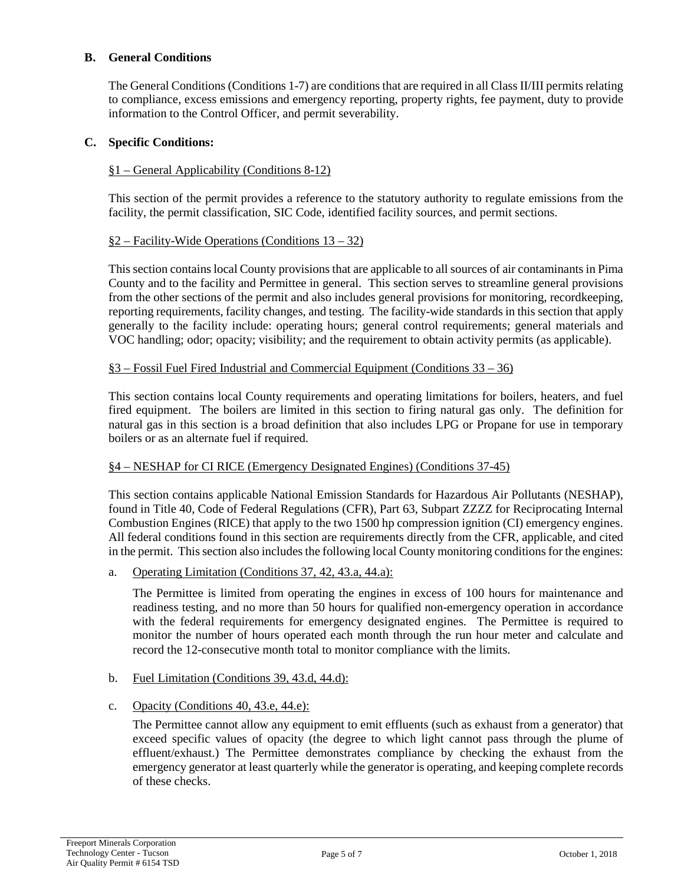## B. General Conditions

The General Conditions (Conditions 1-7) are conditions that are required in all Class II/III permits relating to compliance, excess emissions and emergency reporting, property rights, fee payment, duty to provide information to the Control Officer, and permit severability.

## C. Specific Conditions:

§1 – General Applicability (Conditions 8-12)

This section of the permit provides a reference to the statutory authority to regulate emissions from the facility, the permit classification, SIC Code, identified facility sources, and permit sections.

§2 – Facility-Wide Operations (Conditions 13 – 32)

This section contains local County provisions that are applicable to all sources of air contaminants in Pima County and to the facility and Permittee in general. This section serves to streamline general provisions from the other sections of the permit and also includes general provisions for monitoring, recordkeeping, reporting requirements, facility changes, and testing. The facility-wide standards in this section that apply generally to the facility include: operating hours; general control requirements; general materials and VOC handling; odor; opacity; visibility; and the requirement to obtain activity permits (as applicable).

§3 – Fossil Fuel Fired Industrial and Commercial Equipment (Conditions 33 – 36)

This section contains local County requirements and operating limitations for boilers, heaters, and fuel fired equipment. The boilers are limited in this section to firing natural gas only. The definition for natural gas in this section is a broad definition that also includes LPG or Propane for use in temporary boilers or as an alternate fuel if required.

§4 – NESHAP for CI RICE (Emergency Designated Engines) (Conditions 37-45)

This section contains applicable National Emission Standards for Hazardous Air Pollutants (NESHAP), found in Title 40, Code of Federal Regulations (CFR), Part 63, Subpart ZZZZ for Reciprocating Internal Combustion Engines (RICE) that apply to the two 1500 hp compression ignition (CI) emergency engines. All federal conditions found in this section are requirements directly from the CFR, applicable, and cited in the permit. This section also includes the following local County monitoring conditions for the engines:

a. Operating Limitation (Conditions 37, 42, 43.a, 44.a):

   The Permittee is limited from operating the engines in excess of 100 hours for maintenance and readiness testing, and no more than 50 hours for qualified non-emergency operation in accordance with the federal requirements for emergency designated engines. The Permittee is required to monitor the number of hours operated each month through the run hour meter and calculate and record the 12-consecutive month total to monitor compliance with the limits.

b. Fuel Limitation (Conditions 39, 43.d, 44.d):

c. Opacity (Conditions 40, 43.e, 44.e):

   The Permittee cannot allow any equipment to emit effluents (such as exhaust from a generator) that exceed specific values of opacity (the degree to which light cannot pass through the plume of effluent/exhaust.) The Permittee demonstrates compliance by checking the exhaust from the emergency generator at least quarterly while the generator is operating, and keeping complete records of these checks.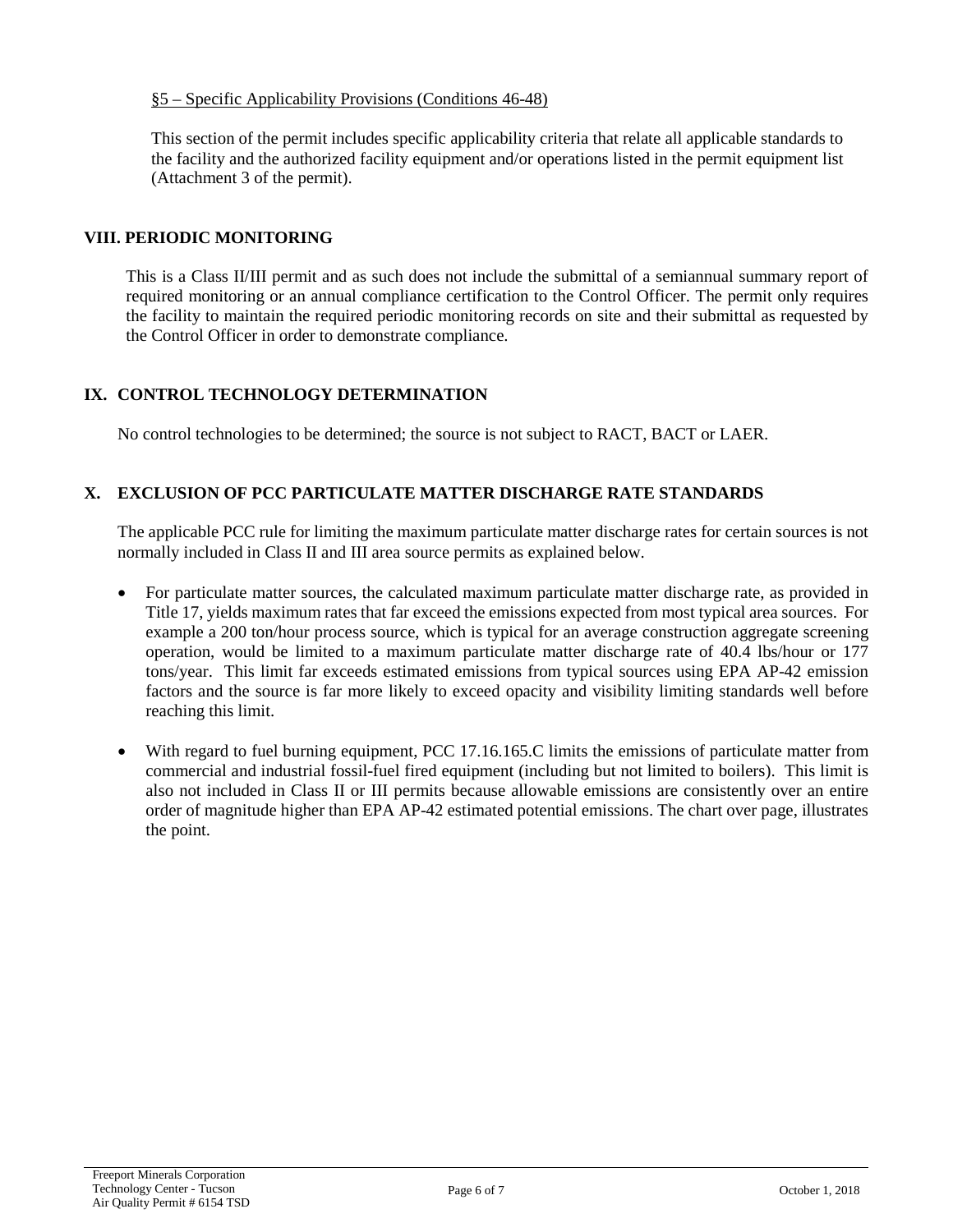§5 – Specific Applicability Provisions (Conditions 46-48)

This section of the permit includes specific applicability criteria that relate all applicable standards to the facility and the authorized facility equipment and/or operations listed in the permit equipment list (Attachment 3 of the permit).

## VIII. PERIODIC MONITORING

This is a Class II/III permit and as such does not include the submittal of a semiannual summary report of required monitoring or an annual compliance certification to the Control Officer. The permit only requires the facility to maintain the required periodic monitoring records on site and their submittal as requested by the Control Officer in order to demonstrate compliance.

## IX. CONTROL TECHNOLOGY DETERMINATION

No control technologies to be determined; the source is not subject to RACT, BACT or LAER.

## X. EXCLUSION OF PCC PARTICULATE MATTER DISCHARGE RATE STANDARDS

The applicable PCC rule for limiting the maximum particulate matter discharge rates for certain sources is not normally included in Class II and III area source permits as explained below.

- For particulate matter sources, the calculated maximum particulate matter discharge rate, as provided in Title 17, yields maximum rates that far exceed the emissions expected from most typical area sources. For example a 200 ton/hour process source, which is typical for an average construction aggregate screening operation, would be limited to a maximum particulate matter discharge rate of 40.4 lbs/hour or 177 tons/year. This limit far exceeds estimated emissions from typical sources using EPA AP-42 emission factors and the source is far more likely to exceed opacity and visibility limiting standards well before reaching this limit.

- With regard to fuel burning equipment, PCC 17.16.165.C limits the emissions of particulate matter from commercial and industrial fossil-fuel fired equipment (including but not limited to boilers). This limit is also not included in Class II or III permits because allowable emissions are consistently over an entire order of magnitude higher than EPA AP-42 estimated potential emissions. The chart over page, illustrates the point.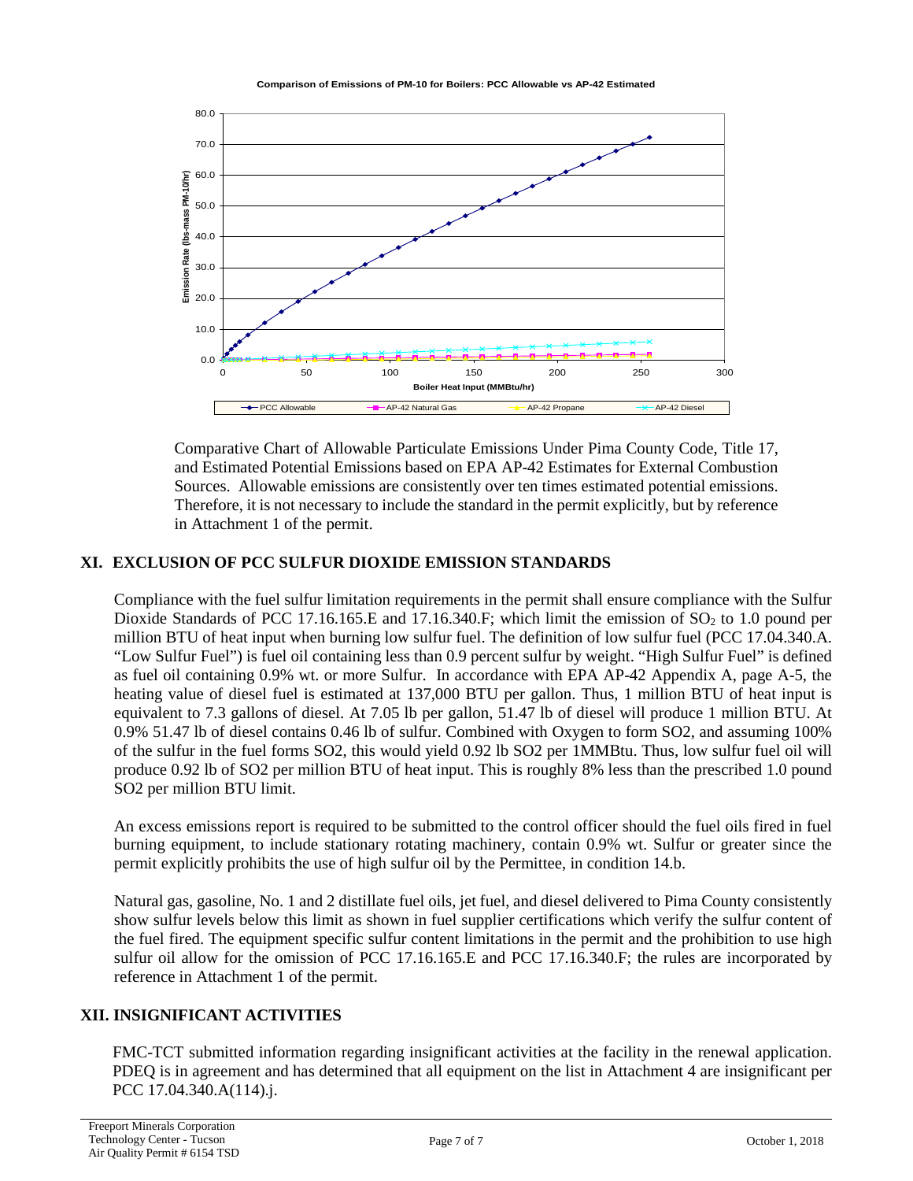Comparison of Emissions of PM-10 for Boilers: PCC Allowable vs AP-42 Estimated

Emission Rate (lbs-mass PM-10/hr)

80.0
70.0
60.0
50.0
40.0
30.0
20.0
10.0
0.0

0
50
100
150
200
250
300

Boiler Heat Input (MMBtu/hr)

PCC Allowable
AP-42 Natural Gas
AP-42 Propane
AP-42 Diesel

Comparative Chart of Allowable Particulate Emissions Under Pima County Code, Title 17, and Estimated Potential Emissions based on EPA AP-42 Estimates for External Combustion Sources. Allowable emissions are consistently over ten times estimated potential emissions. Therefore, it is not necessary to include the standard in the permit explicitly, but by reference in Attachment 1 of the permit.

## XI. EXCLUSION OF PCC SULFUR DIOXIDE EMISSION STANDARDS

Compliance with the fuel sulfur limitation requirements in the permit shall ensure compliance with the Sulfur Dioxide Standards of PCC 17.16.165.E and 17.16.340.F; which limit the emission of $SO_2$ to 1.0 pound per million BTU of heat input when burning low sulfur fuel. The definition of low sulfur fuel (PCC 17.04.340.A. "Low Sulfur Fuel") is fuel oil containing less than 0.9 percent sulfur by weight. "High Sulfur Fuel" is defined as fuel oil containing 0.9% wt. or more Sulfur. In accordance with EPA AP-42 Appendix A, page A-5, the heating value of diesel fuel is estimated at 137,000 BTU per gallon. Thus, 1 million BTU of heat input is equivalent to 7.3 gallons of diesel. At 7.05 lb per gallon, 51.47 lb of diesel will produce 1 million BTU. At 0.9% 51.47 lb of diesel contains 0.46 lb of sulfur. Combined with Oxygen to form SO2, and assuming 100% of the sulfur in the fuel forms SO2, this would yield 0.92 lb SO2 per 1MMBtu. Thus, low sulfur fuel oil will produce 0.92 lb of SO2 per million BTU of heat input. This is roughly 8% less than the prescribed 1.0 pound SO2 per million BTU limit.

An excess emissions report is required to be submitted to the control officer should the fuel oils fired in fuel burning equipment, to include stationary rotating machinery, contain 0.9% wt. Sulfur or greater since the permit explicitly prohibits the use of high sulfur oil by the Permittee, in condition 14.b.

Natural gas, gasoline, No. 1 and 2 distillate fuel oils, jet fuel, and diesel delivered to Pima County consistently show sulfur levels below this limit as shown in fuel supplier certifications which verify the sulfur content of the fuel fired. The equipment specific sulfur content limitations in the permit and the prohibition to use high sulfur oil allow for the omission of PCC 17.16.165.E and PCC 17.16.340.F; the rules are incorporated by reference in Attachment 1 of the permit.

## XII. INSIGNIFICANT ACTIVITIES

FMC-TCT submitted information regarding insignificant activities at the facility in the renewal application. PDEQ is in agreement and has determined that all equipment on the list in Attachment 4 are insignificant per PCC 17.04.340.A(114).j.